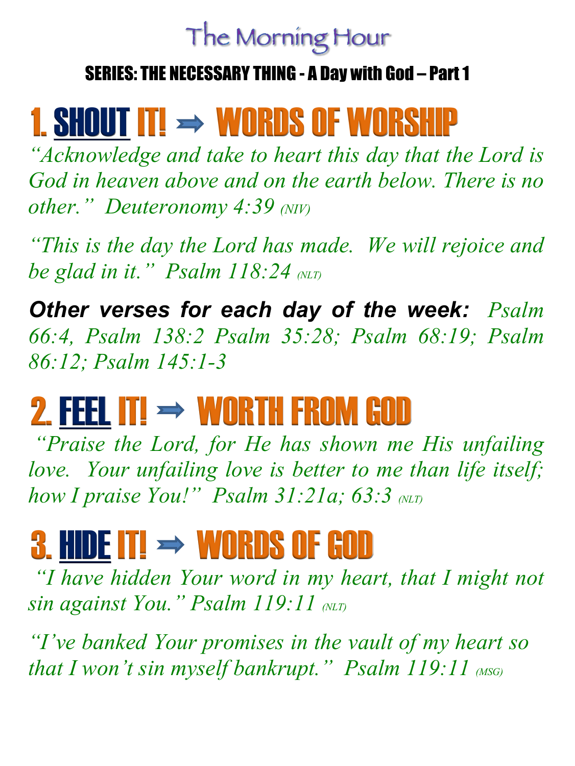# The Morning Hour

**SERIES: THE NECESSARY THING - A Day with God – Part 1**

## 1. SHOUT IT! ➡ WORDS OF WORSHIP

*"Acknowledge and take to heart this day that the Lord is God in heaven above and on the earth below. There is no other." Deuteronomy 4:39 (NIV)*

*"This is the day the Lord has made. We will rejoice and be glad in it." Psalm 118:24 (NLT)*

***Other verses for each day of the week:*** *Psalm 66:4, Psalm 138:2 Psalm 35:28; Psalm 68:19; Psalm 86:12; Psalm 145:1-3*

## 2. FEEL IT! ➡ WORTH FROM GOD

*"Praise the Lord, for He has shown me His unfailing love. Your unfailing love is better to me than life itself; how I praise You!" Psalm 31:21a; 63:3 (NLT)*

## 3. HIDE IT! ➡ WORDS OF GOD

*"I have hidden Your word in my heart, that I might not sin against You." Psalm 119:11 (NLT)*

*"I've banked Your promises in the vault of my heart so that I won't sin myself bankrupt." Psalm 119:11 (MSG)*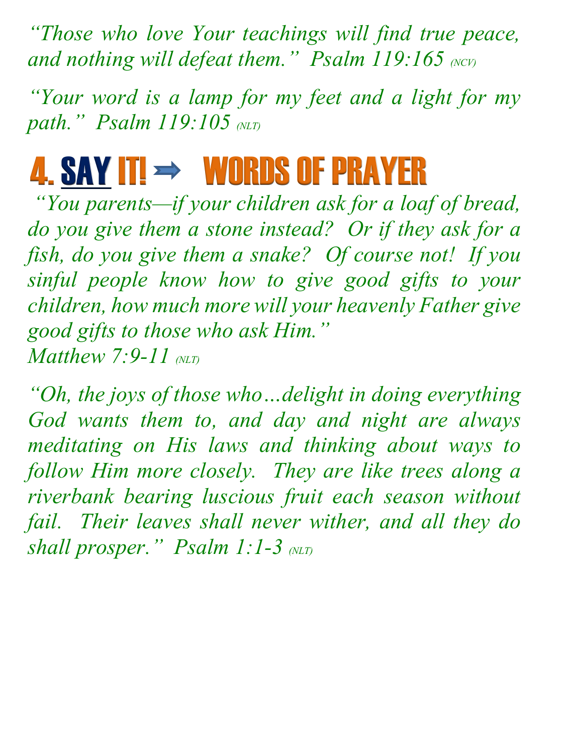*"Those who love Your teachings will find true peace, and nothing will defeat them." Psalm 119:165 (NCV)*

*"Your word is a lamp for my feet and a light for my path." Psalm 119:105 (NLT)*

# 4. SAY IT! ➡ WORDS OF PRAYER

*"You parents—if your children ask for a loaf of bread, do you give them a stone instead? Or if they ask for a fish, do you give them a snake? Of course not! If you sinful people know how to give good gifts to your children, how much more will your heavenly Father give good gifts to those who ask Him."*
*Matthew 7:9-11 (NLT)*

*"Oh, the joys of those who…delight in doing everything God wants them to, and day and night are always meditating on His laws and thinking about ways to follow Him more closely. They are like trees along a riverbank bearing luscious fruit each season without fail. Their leaves shall never wither, and all they do shall prosper." Psalm 1:1-3 (NLT)*